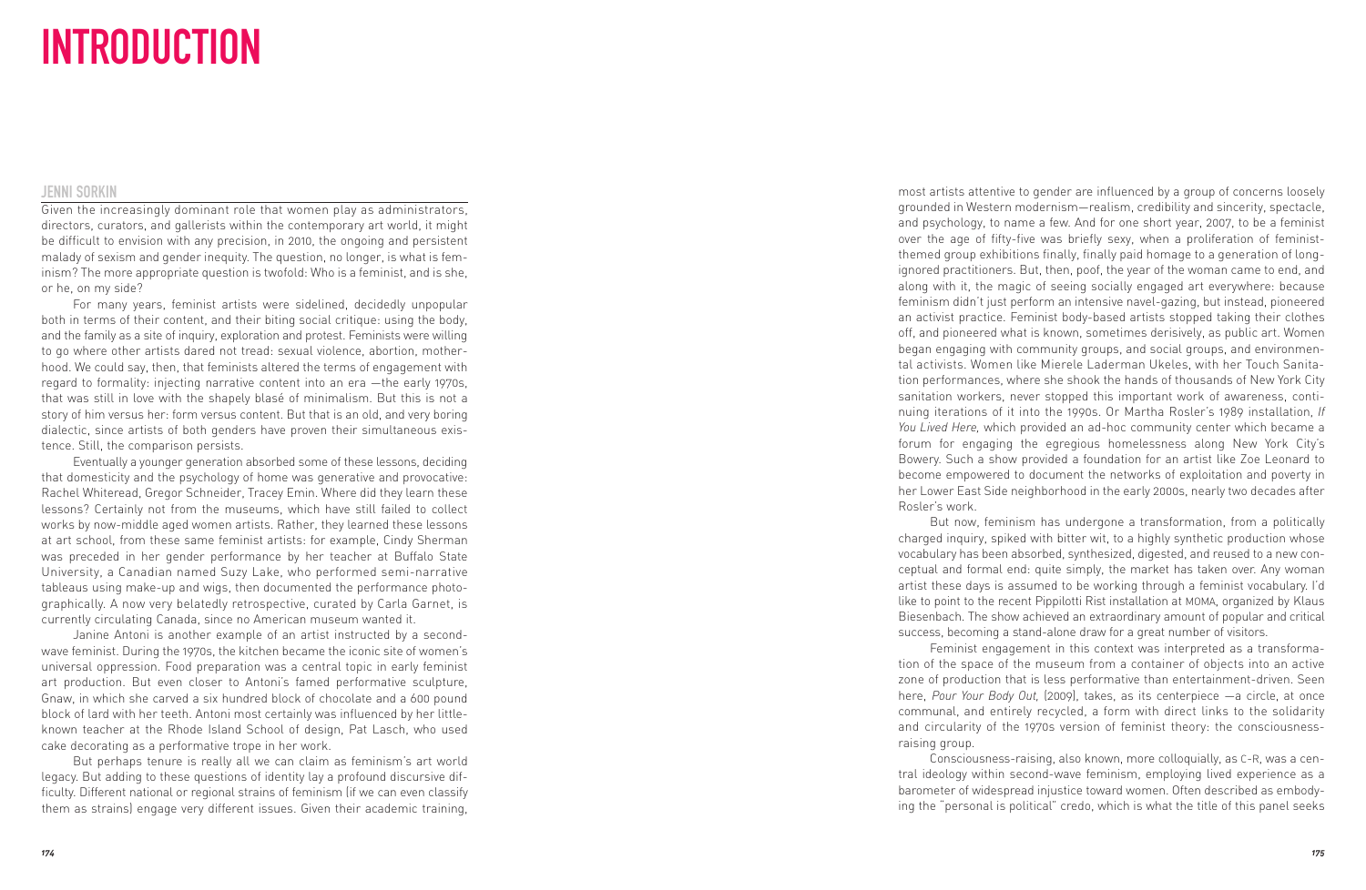# INTRODUCTION

## JENNI SORKIN

Given the increasingly dominant role that women play as administrators, directors, curators, and gallerists within the contemporary art world, it might be difficult to envision with any precision, in 2010, the ongoing and persistent malady of sexism and gender inequity. The question, no longer, is what is feminism? The more appropriate question is twofold: Who is a feminist, and is she, or he, on my side?

For many years, feminist artists were sidelined, decidedly unpopular both in terms of their content, and their biting social critique: using the body, and the family as a site of inquiry, exploration and protest. Feminists were willing to go where other artists dared not tread: sexual violence, abortion, motherhood. We could say, then, that feminists altered the terms of engagement with regard to formality: injecting narrative content into an era —the early 1970s, that was still in love with the shapely blasé of minimalism. But this is not a story of him versus her: form versus content. But that is an old, and very boring dialectic, since artists of both genders have proven their simultaneous existence. Still, the comparison persists.

Eventually a younger generation absorbed some of these lessons, deciding that domesticity and the psychology of home was generative and provocative: Rachel Whiteread, Gregor Schneider, Tracey Emin. Where did they learn these lessons? Certainly not from the museums, which have still failed to collect works by now-middle aged women artists. Rather, they learned these lessons at art school, from these same feminist artists: for example, Cindy Sherman was preceded in her gender performance by her teacher at Buffalo State University, a Canadian named Suzy Lake, who performed semi-narrative tableaus using make-up and wigs, then documented the performance photographically. A now very belatedly retrospective, curated by Carla Garnet, is currently circulating Canada, since no American museum wanted it.

Janine Antoni is another example of an artist instructed by a second-wave feminist. During the 1970s, the kitchen became the iconic site of women's universal oppression. Food preparation was a central topic in early feminist art production. But even closer to Antoni's famed performative sculpture, Gnaw, in which she carved a six hundred block of chocolate and a 600 pound block of lard with her teeth. Antoni most certainly was influenced by her little-known teacher at the Rhode Island School of design, Pat Lasch, who used cake decorating as a performative trope in her work.

But perhaps tenure is really all we can claim as feminism's art world legacy. But adding to these questions of identity lay a profound discursive difficulty. Different national or regional strains of feminism (if we can even classify them as strains) engage very different issues. Given their academic training, most artists attentive to gender are influenced by a group of concerns loosely grounded in Western modernism—realism, credibility and sincerity, spectacle, and psychology, to name a few. And for one short year, 2007, to be a feminist over the age of fifty-five was briefly sexy, when a proliferation of feminist-themed group exhibitions finally, finally paid homage to a generation of long-ignored practitioners. But, then, poof, the year of the woman came to end, and along with it, the magic of seeing socially engaged art everywhere: because feminism didn't just perform an intensive navel-gazing, but instead, pioneered an activist practice. Feminist body-based artists stopped taking their clothes off, and pioneered what is known, sometimes derisively, as public art. Women began engaging with community groups, and social groups, and environmental activists. Women like Mierele Laderman Ukeles, with her Touch Sanitation performances, where she shook the hands of thousands of New York City sanitation workers, never stopped this important work of awareness, continuing iterations of it into the 1990s. Or Martha Rosler's 1989 installation, *If You Lived Here*, which provided an ad-hoc community center which became a forum for engaging the egregious homelessness along New York City's Bowery. Such a show provided a foundation for an artist like Zoe Leonard to become empowered to document the networks of exploitation and poverty in her Lower East Side neighborhood in the early 2000s, nearly two decades after Rosler's work.

But now, feminism has undergone a transformation, from a politically charged inquiry, spiked with bitter wit, to a highly synthetic production whose vocabulary has been absorbed, synthesized, digested, and reused to a new conceptual and formal end: quite simply, the market has taken over. Any woman artist these days is assumed to be working through a feminist vocabulary. I'd like to point to the recent Pippilotti Rist installation at MOMA, organized by Klaus Biesenbach. The show achieved an extraordinary amount of popular and critical success, becoming a stand-alone draw for a great number of visitors.

Feminist engagement in this context was interpreted as a transformation of the space of the museum from a container of objects into an active zone of production that is less performative than entertainment-driven. Seen here, *Pour Your Body Out*, (2009), takes, as its centerpiece —a circle, at once communal, and entirely recycled, a form with direct links to the solidarity and circularity of the 1970s version of feminist theory: the consciousness-raising group.

Consciousness-raising, also known, more colloquially, as C-R, was a central ideology within second-wave feminism, employing lived experience as a barometer of widespread injustice toward women. Often described as embodying the "personal is political" credo, which is what the title of this panel seeks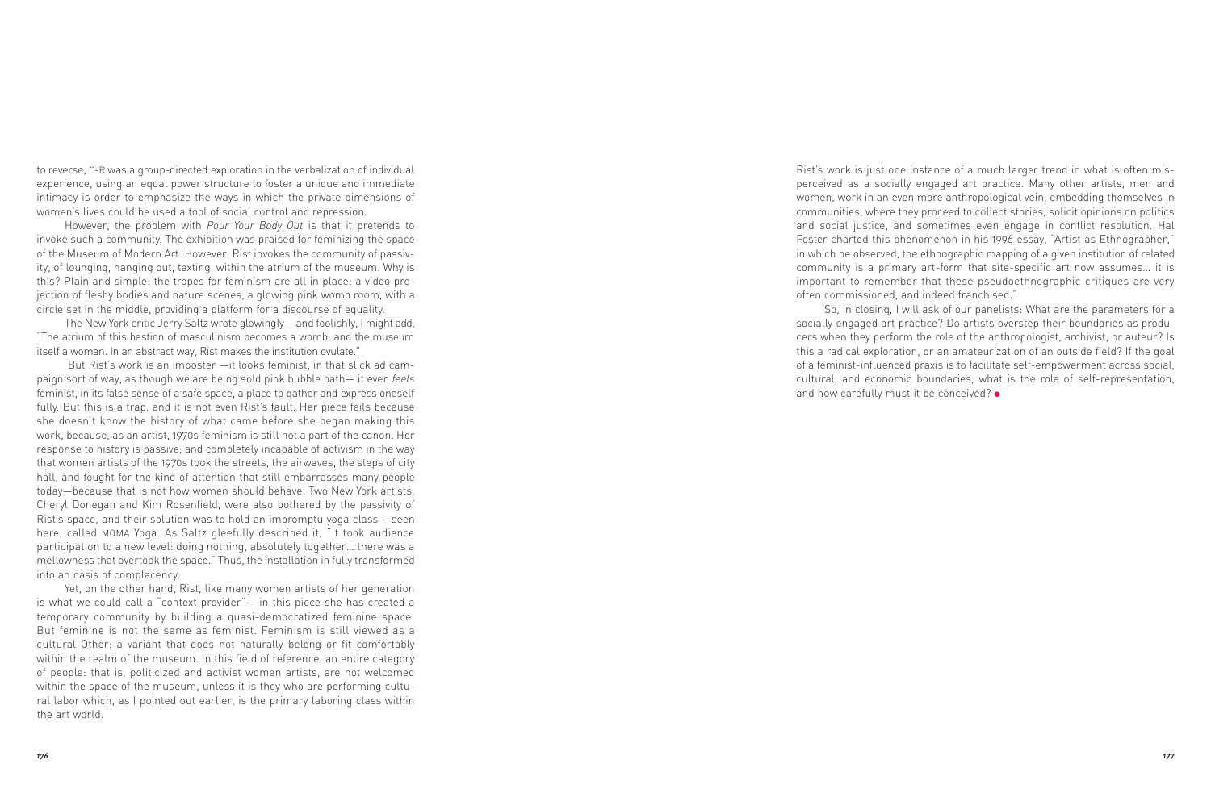to reverse, C-R was a group-directed exploration in the verbalization of individual experience, using an equal power structure to foster a unique and immediate intimacy is order to emphasize the ways in which the private dimensions of women's lives could be used a tool of social control and repression.

However, the problem with *Pour Your Body Out* is that it pretends to invoke such a community. The exhibition was praised for feminizing the space of the Museum of Modern Art. However, Rist invokes the community of passivity, of lounging, hanging out, texting, within the atrium of the museum. Why is this? Plain and simple: the tropes for feminism are all in place: a video projection of fleshy bodies and nature scenes, a glowing pink womb room, with a circle set in the middle, providing a platform for a discourse of equality.

The New York critic Jerry Saltz wrote glowingly —and foolishly, I might add, "The atrium of this bastion of masculinism becomes a womb, and the museum itself a woman. In an abstract way, Rist makes the institution ovulate."

But Rist's work is an imposter —it looks feminist, in that slick ad campaign sort of way, as though we are being sold pink bubble bath— it even *feels* feminist, in its false sense of a safe space, a place to gather and express oneself fully. But this is a trap, and it is not even Rist's fault. Her piece fails because she doesn't know the history of what came before she began making this work, because, as an artist, 1970s feminism is still not a part of the canon. Her response to history is passive, and completely incapable of activism in the way that women artists of the 1970s took the streets, the airwaves, the steps of city hall, and fought for the kind of attention that still embarrasses many people today—because that is not how women should behave. Two New York artists, Cheryl Donegan and Kim Rosenfield, were also bothered by the passivity of Rist's space, and their solution was to hold an impromptu yoga class —seen here, called MOMA Yoga. As Saltz gleefully described it, "It took audience participation to a new level: doing nothing, absolutely together… there was a mellowness that overtook the space." Thus, the installation in fully transformed into an oasis of complacency.

Yet, on the other hand, Rist, like many women artists of her generation is what we could call a "context provider"— in this piece she has created a temporary community by building a quasi-democratized feminine space. But feminine is not the same as feminist. Feminism is still viewed as a cultural Other: a variant that does not naturally belong or fit comfortably within the realm of the museum. In this field of reference, an entire category of people: that is, politicized and activist women artists, are not welcomed within the space of the museum, unless it is they who are performing cultural labor which, as I pointed out earlier, is the primary laboring class within the art world.

Rist's work is just one instance of a much larger trend in what is often misperceived as a socially engaged art practice. Many other artists, men and women, work in an even more anthropological vein, embedding themselves in communities, where they proceed to collect stories, solicit opinions on politics and social justice, and sometimes even engage in conflict resolution. Hal Foster charted this phenomenon in his 1996 essay, "Artist as Ethnographer," in which he observed, the ethnographic mapping of a given institution of related community is a primary art-form that site-specific art now assumes… it is important to remember that these pseudoethnographic critiques are very often commissioned, and indeed franchised."

So, in closing, I will ask of our panelists: What are the parameters for a socially engaged art practice? Do artists overstep their boundaries as producers when they perform the role of the anthropologist, archivist, or auteur? Is this a radical exploration, or an amateurization of an outside field? If the goal of a feminist-influenced praxis is to facilitate self-empowerment across social, cultural, and economic boundaries, what is the role of self-representation, and how carefully must it be conceived?